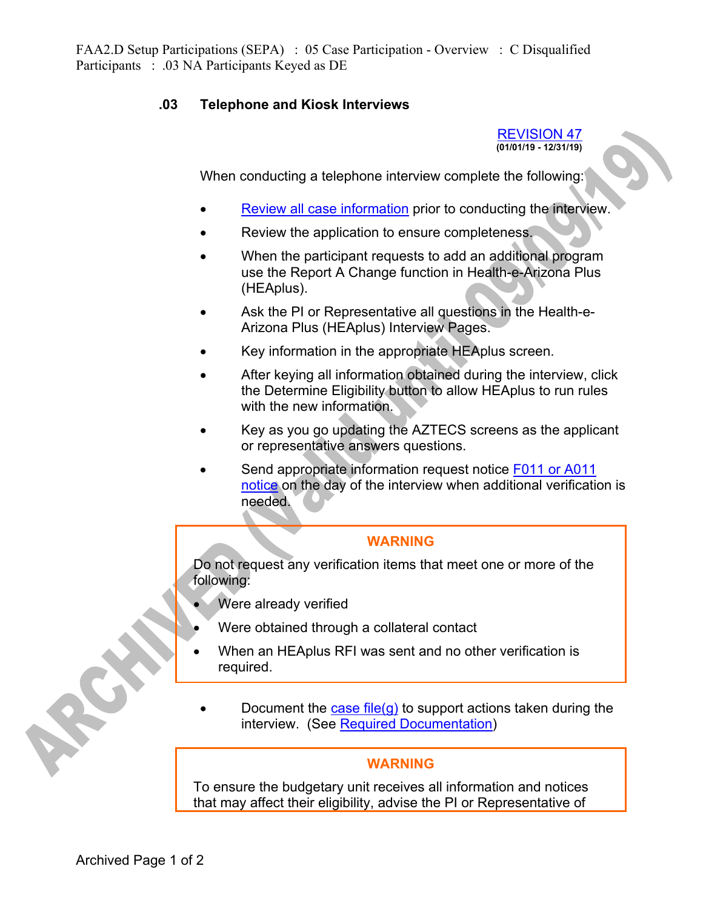FAA2.D Setup Participations (SEPA) : 05 Case Participation - Overview : C Disqualified Participants : .03 NA Participants Keyed as DE

## .03 Telephone and Kiosk Interviews

REVISION 47
**(01/01/19 - 12/31/19)**

When conducting a telephone interview complete the following:

- Review all case information prior to conducting the interview.
- Review the application to ensure completeness.
- When the participant requests to add an additional program use the Report A Change function in Health-e-Arizona Plus (HEAplus).
- Ask the PI or Representative all questions in the Health-e-Arizona Plus (HEAplus) Interview Pages.
- Key information in the appropriate HEAplus screen.
- After keying all information obtained during the interview, click the Determine Eligibility button to allow HEAplus to run rules with the new information.
- Key as you go updating the AZTECS screens as the applicant or representative answers questions.
- Send appropriate information request notice F011 or A011 notice on the day of the interview when additional verification is needed.

> **WARNING**
>
> Do not request any verification items that meet one or more of the following:
>
> - Were already verified
> - Were obtained through a collateral contact
> - When an HEAplus RFI was sent and no other verification is required.

- Document the case file(g) to support actions taken during the interview. (See Required Documentation)

> **WARNING**
>
> To ensure the budgetary unit receives all information and notices that may affect their eligibility, advise the PI or Representative of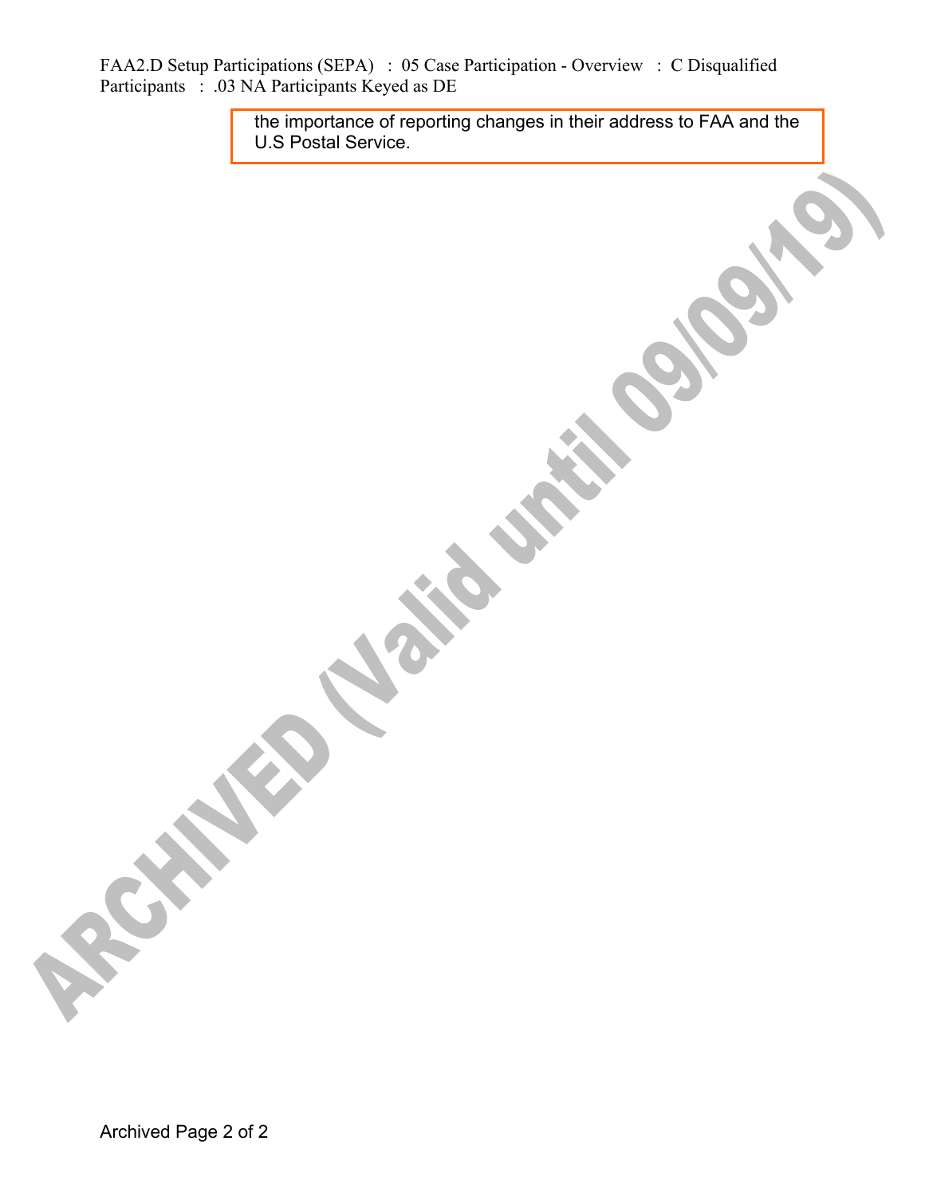the importance of reporting changes in their address to FAA and the U.S Postal Service.